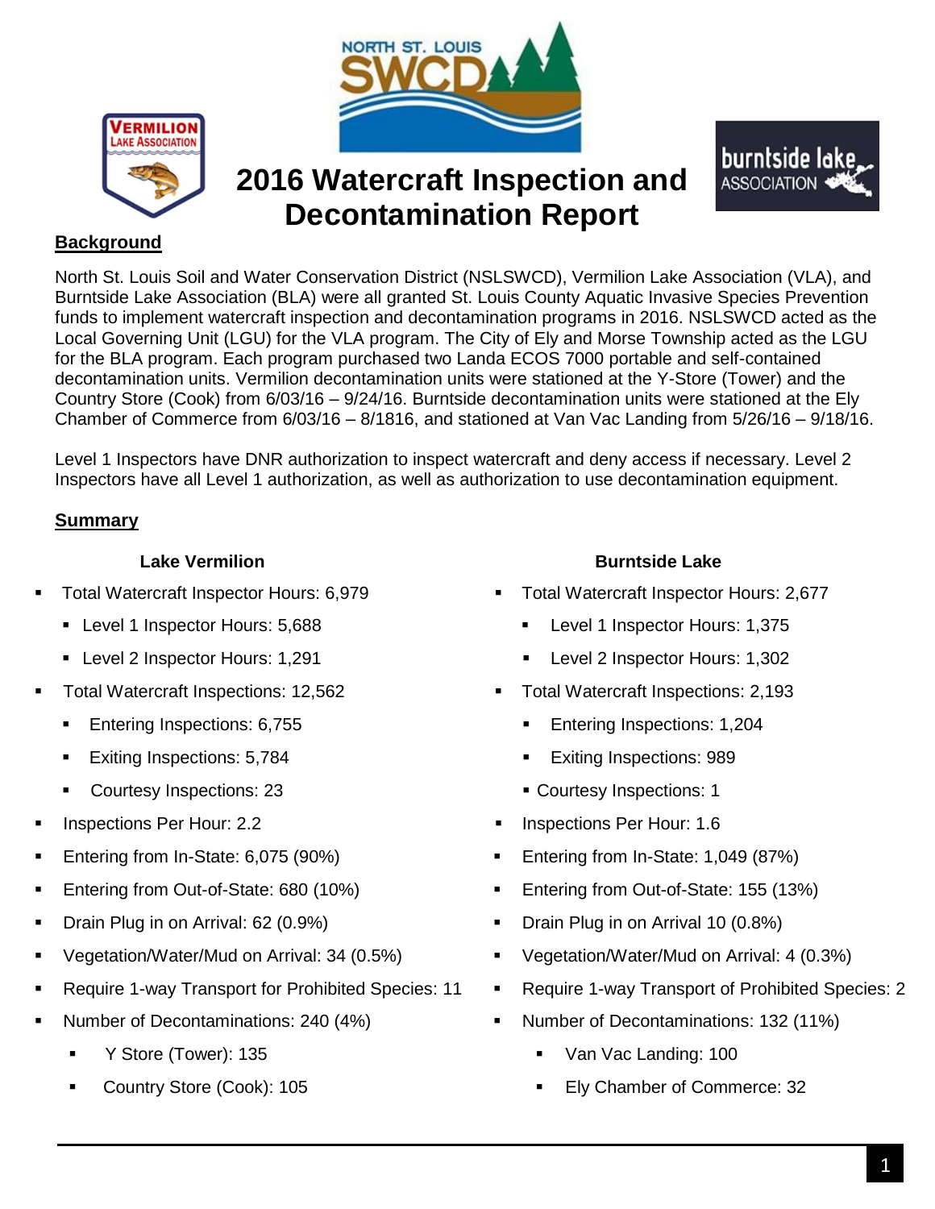# 2016 Watercraft Inspection and Decontamination Report

## Background

North St. Louis Soil and Water Conservation District (NSLSWCD), Vermilion Lake Association (VLA), and Burntside Lake Association (BLA) were all granted St. Louis County Aquatic Invasive Species Prevention funds to implement watercraft inspection and decontamination programs in 2016. NSLSWCD acted as the Local Governing Unit (LGU) for the VLA program. The City of Ely and Morse Township acted as the LGU for the BLA program. Each program purchased two Landa ECOS 7000 portable and self-contained decontamination units. Vermilion decontamination units were stationed at the Y-Store (Tower) and the Country Store (Cook) from 6/03/16 – 9/24/16. Burntside decontamination units were stationed at the Ely Chamber of Commerce from 6/03/16 – 8/1816, and stationed at Van Vac Landing from 5/26/16 – 9/18/16.

Level 1 Inspectors have DNR authorization to inspect watercraft and deny access if necessary. Level 2 Inspectors have all Level 1 authorization, as well as authorization to use decontamination equipment.

## Summary

### Lake Vermilion

- Total Watercraft Inspector Hours: 6,979
  - Level 1 Inspector Hours: 5,688
  - Level 2 Inspector Hours: 1,291
- Total Watercraft Inspections: 12,562
  - Entering Inspections: 6,755
  - Exiting Inspections: 5,784
  - Courtesy Inspections: 23
- Inspections Per Hour: 2.2
- Entering from In-State: 6,075 (90%)
- Entering from Out-of-State: 680 (10%)
- Drain Plug in on Arrival: 62 (0.9%)
- Vegetation/Water/Mud on Arrival: 34 (0.5%)
- Require 1-way Transport for Prohibited Species: 11
- Number of Decontaminations: 240 (4%)
  - Y Store (Tower): 135
  - Country Store (Cook): 105

### Burntside Lake

- Total Watercraft Inspector Hours: 2,677
  - Level 1 Inspector Hours: 1,375
  - Level 2 Inspector Hours: 1,302
- Total Watercraft Inspections: 2,193
  - Entering Inspections: 1,204
  - Exiting Inspections: 989
  - Courtesy Inspections: 1
- Inspections Per Hour: 1.6
- Entering from In-State: 1,049 (87%)
- Entering from Out-of-State: 155 (13%)
- Drain Plug in on Arrival 10 (0.8%)
- Vegetation/Water/Mud on Arrival: 4 (0.3%)
- Require 1-way Transport of Prohibited Species: 2
- Number of Decontaminations: 132 (11%)
  - Van Vac Landing: 100
  - Ely Chamber of Commerce: 32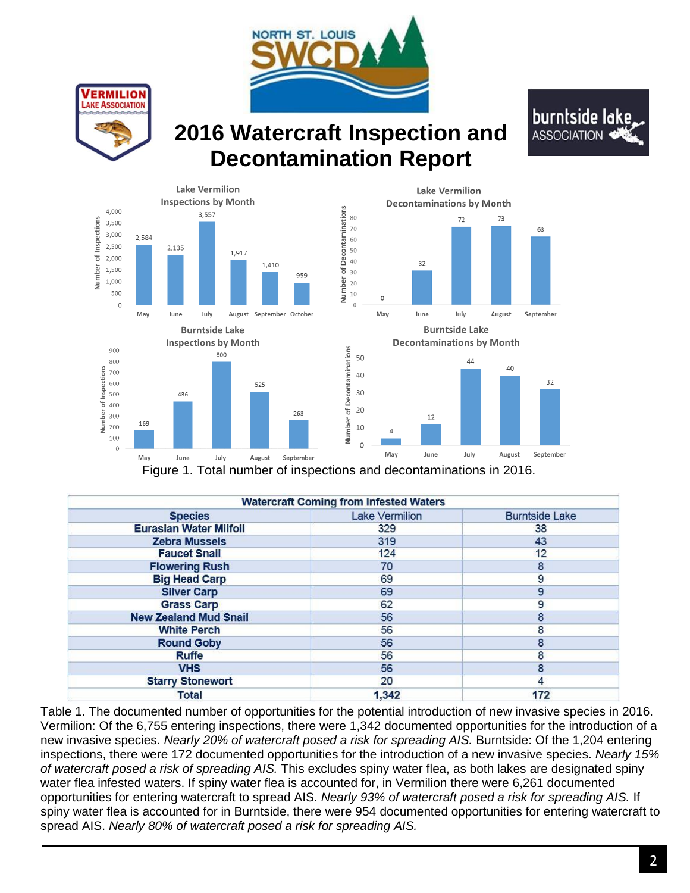# 2016 Watercraft Inspection and Decontamination Report

Lake Vermilion
Inspections by Month

Number of Inspections

4,000
3,500
3,000
2,500
2,000
1,500
1,000
500
0

2,584
2,135
3,557
1,917
1,410
959

May
June
July
August
September
October

Lake Vermilion
Decontaminations by Month

Number of Decontaminations

80
70
60
50
40
30
20
10
0

0
32
72
73
63

May
June
July
August
September

Burntside Lake
Inspections by Month

Number of Inspections

900
800
700
600
500
400
300
200
100
0

169
436
800
525
263

May
June
July
August
September

Burntside Lake
Decontaminations by Month

Number of Decontaminations

50
40
30
20
10
0

4
12
44
40
32

May
June
July
August
September

Figure 1. Total number of inspections and decontaminations in 2016.

| Watercraft Coming from Infested Waters | | |
|---|---|---|
| **Species** | Lake Vermilion | Burntside Lake |
| **Eurasian Water Milfoil** | 329 | 38 |
| **Zebra Mussels** | 319 | 43 |
| **Faucet Snail** | 124 | 12 |
| **Flowering Rush** | 70 | 8 |
| **Big Head Carp** | 69 | 9 |
| **Silver Carp** | 69 | 9 |
| **Grass Carp** | 62 | 9 |
| **New Zealand Mud Snail** | 56 | 8 |
| **White Perch** | 56 | 8 |
| **Round Goby** | 56 | 8 |
| **Ruffe** | 56 | 8 |
| **VHS** | 56 | 8 |
| **Starry Stonewort** | 20 | 4 |
| **Total** | **1,342** | **172** |

Table 1. The documented number of opportunities for the potential introduction of new invasive species in 2016. Vermilion: Of the 6,755 entering inspections, there were 1,342 documented opportunities for the introduction of a new invasive species. *Nearly 20% of watercraft posed a risk for spreading AIS.* Burntside: Of the 1,204 entering inspections, there were 172 documented opportunities for the introduction of a new invasive species. *Nearly 15% of watercraft posed a risk of spreading AIS.* This excludes spiny water flea, as both lakes are designated spiny water flea infested waters. If spiny water flea is accounted for, in Vermilion there were 6,261 documented opportunities for entering watercraft to spread AIS. *Nearly 93% of watercraft posed a risk for spreading AIS.* If spiny water flea is accounted for in Burntside, there were 954 documented opportunities for entering watercraft to spread AIS. *Nearly 80% of watercraft posed a risk for spreading AIS.*